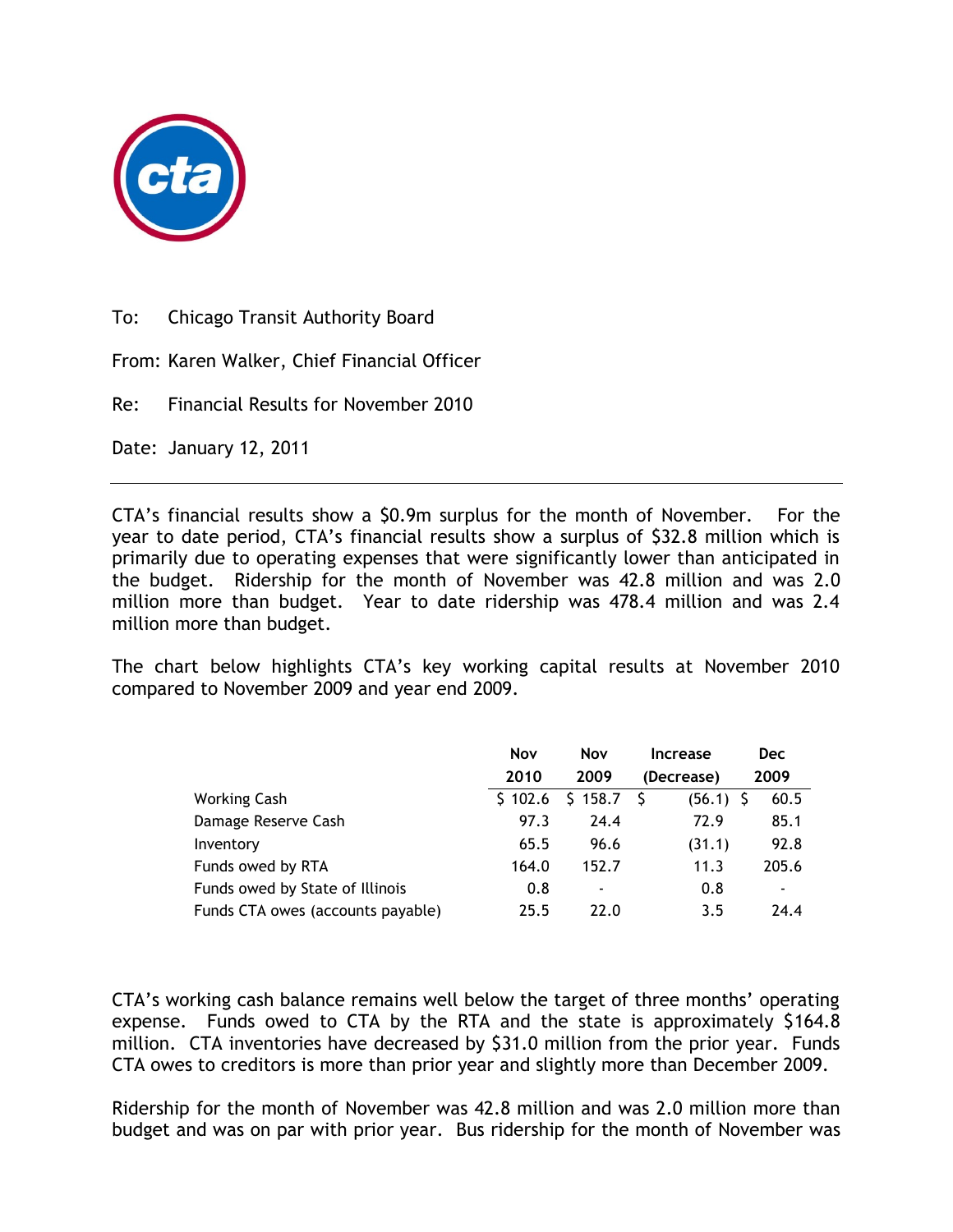To: Chicago Transit Authority Board

From: Karen Walker, Chief Financial Officer

Re: Financial Results for November 2010

Date: January 12, 2011

---

CTA's financial results show a $0.9m surplus for the month of November. For the year to date period, CTA's financial results show a surplus of $32.8 million which is primarily due to operating expenses that were significantly lower than anticipated in the budget. Ridership for the month of November was 42.8 million and was 2.0 million more than budget. Year to date ridership was 478.4 million and was 2.4 million more than budget.

The chart below highlights CTA's key working capital results at November 2010 compared to November 2009 and year end 2009.

| | Nov 2010 | Nov 2009 | Increase (Decrease) | Dec 2009 |
|---|---|---|---|---|
| Working Cash | $ 102.6 | $ 158.7 | $ (56.1) | $ 60.5 |
| Damage Reserve Cash | 97.3 | 24.4 | 72.9 | 85.1 |
| Inventory | 65.5 | 96.6 | (31.1) | 92.8 |
| Funds owed by RTA | 164.0 | 152.7 | 11.3 | 205.6 |
| Funds owed by State of Illinois | 0.8 | - | 0.8 | - |
| Funds CTA owes (accounts payable) | 25.5 | 22.0 | 3.5 | 24.4 |

CTA's working cash balance remains well below the target of three months' operating expense. Funds owed to CTA by the RTA and the state is approximately $164.8 million. CTA inventories have decreased by $31.0 million from the prior year. Funds CTA owes to creditors is more than prior year and slightly more than December 2009.

Ridership for the month of November was 42.8 million and was 2.0 million more than budget and was on par with prior year. Bus ridership for the month of November was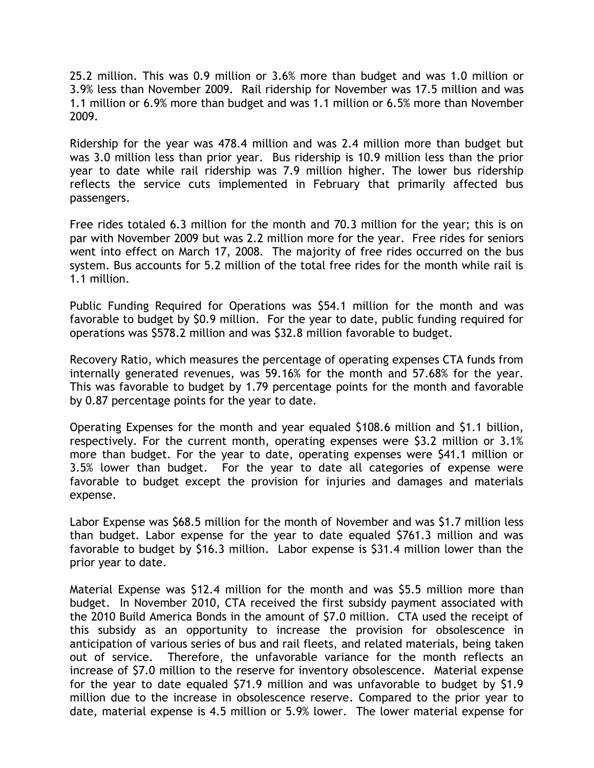25.2 million. This was 0.9 million or 3.6% more than budget and was 1.0 million or 3.9% less than November 2009. Rail ridership for November was 17.5 million and was 1.1 million or 6.9% more than budget and was 1.1 million or 6.5% more than November 2009.

Ridership for the year was 478.4 million and was 2.4 million more than budget but was 3.0 million less than prior year. Bus ridership is 10.9 million less than the prior year to date while rail ridership was 7.9 million higher. The lower bus ridership reflects the service cuts implemented in February that primarily affected bus passengers.

Free rides totaled 6.3 million for the month and 70.3 million for the year; this is on par with November 2009 but was 2.2 million more for the year. Free rides for seniors went into effect on March 17, 2008. The majority of free rides occurred on the bus system. Bus accounts for 5.2 million of the total free rides for the month while rail is 1.1 million.

Public Funding Required for Operations was $54.1 million for the month and was favorable to budget by $0.9 million. For the year to date, public funding required for operations was $578.2 million and was $32.8 million favorable to budget.

Recovery Ratio, which measures the percentage of operating expenses CTA funds from internally generated revenues, was 59.16% for the month and 57.68% for the year. This was favorable to budget by 1.79 percentage points for the month and favorable by 0.87 percentage points for the year to date.

Operating Expenses for the month and year equaled $108.6 million and $1.1 billion, respectively. For the current month, operating expenses were $3.2 million or 3.1% more than budget. For the year to date, operating expenses were $41.1 million or 3.5% lower than budget. For the year to date all categories of expense were favorable to budget except the provision for injuries and damages and materials expense.

Labor Expense was $68.5 million for the month of November and was $1.7 million less than budget. Labor expense for the year to date equaled $761.3 million and was favorable to budget by $16.3 million. Labor expense is $31.4 million lower than the prior year to date.

Material Expense was $12.4 million for the month and was $5.5 million more than budget. In November 2010, CTA received the first subsidy payment associated with the 2010 Build America Bonds in the amount of $7.0 million. CTA used the receipt of this subsidy as an opportunity to increase the provision for obsolescence in anticipation of various series of bus and rail fleets, and related materials, being taken out of service. Therefore, the unfavorable variance for the month reflects an increase of $7.0 million to the reserve for inventory obsolescence. Material expense for the year to date equaled $71.9 million and was unfavorable to budget by $1.9 million due to the increase in obsolescence reserve. Compared to the prior year to date, material expense is 4.5 million or 5.9% lower. The lower material expense for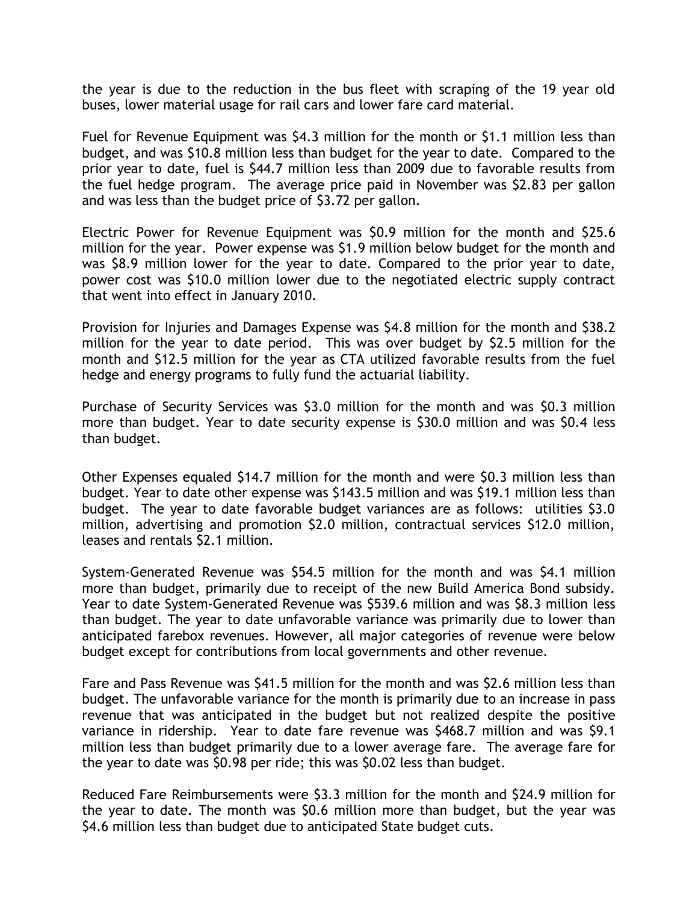the year is due to the reduction in the bus fleet with scraping of the 19 year old buses, lower material usage for rail cars and lower fare card material.

Fuel for Revenue Equipment was $4.3 million for the month or $1.1 million less than budget, and was $10.8 million less than budget for the year to date. Compared to the prior year to date, fuel is $44.7 million less than 2009 due to favorable results from the fuel hedge program. The average price paid in November was $2.83 per gallon and was less than the budget price of $3.72 per gallon.

Electric Power for Revenue Equipment was $0.9 million for the month and $25.6 million for the year. Power expense was $1.9 million below budget for the month and was $8.9 million lower for the year to date. Compared to the prior year to date, power cost was $10.0 million lower due to the negotiated electric supply contract that went into effect in January 2010.

Provision for Injuries and Damages Expense was $4.8 million for the month and $38.2 million for the year to date period. This was over budget by $2.5 million for the month and $12.5 million for the year as CTA utilized favorable results from the fuel hedge and energy programs to fully fund the actuarial liability.

Purchase of Security Services was $3.0 million for the month and was $0.3 million more than budget. Year to date security expense is $30.0 million and was $0.4 less than budget.

Other Expenses equaled $14.7 million for the month and were $0.3 million less than budget. Year to date other expense was $143.5 million and was $19.1 million less than budget. The year to date favorable budget variances are as follows: utilities $3.0 million, advertising and promotion $2.0 million, contractual services $12.0 million, leases and rentals $2.1 million.

System-Generated Revenue was $54.5 million for the month and was $4.1 million more than budget, primarily due to receipt of the new Build America Bond subsidy. Year to date System-Generated Revenue was $539.6 million and was $8.3 million less than budget. The year to date unfavorable variance was primarily due to lower than anticipated farebox revenues. However, all major categories of revenue were below budget except for contributions from local governments and other revenue.

Fare and Pass Revenue was $41.5 million for the month and was $2.6 million less than budget. The unfavorable variance for the month is primarily due to an increase in pass revenue that was anticipated in the budget but not realized despite the positive variance in ridership. Year to date fare revenue was $468.7 million and was $9.1 million less than budget primarily due to a lower average fare. The average fare for the year to date was $0.98 per ride; this was $0.02 less than budget.

Reduced Fare Reimbursements were $3.3 million for the month and $24.9 million for the year to date. The month was $0.6 million more than budget, but the year was $4.6 million less than budget due to anticipated State budget cuts.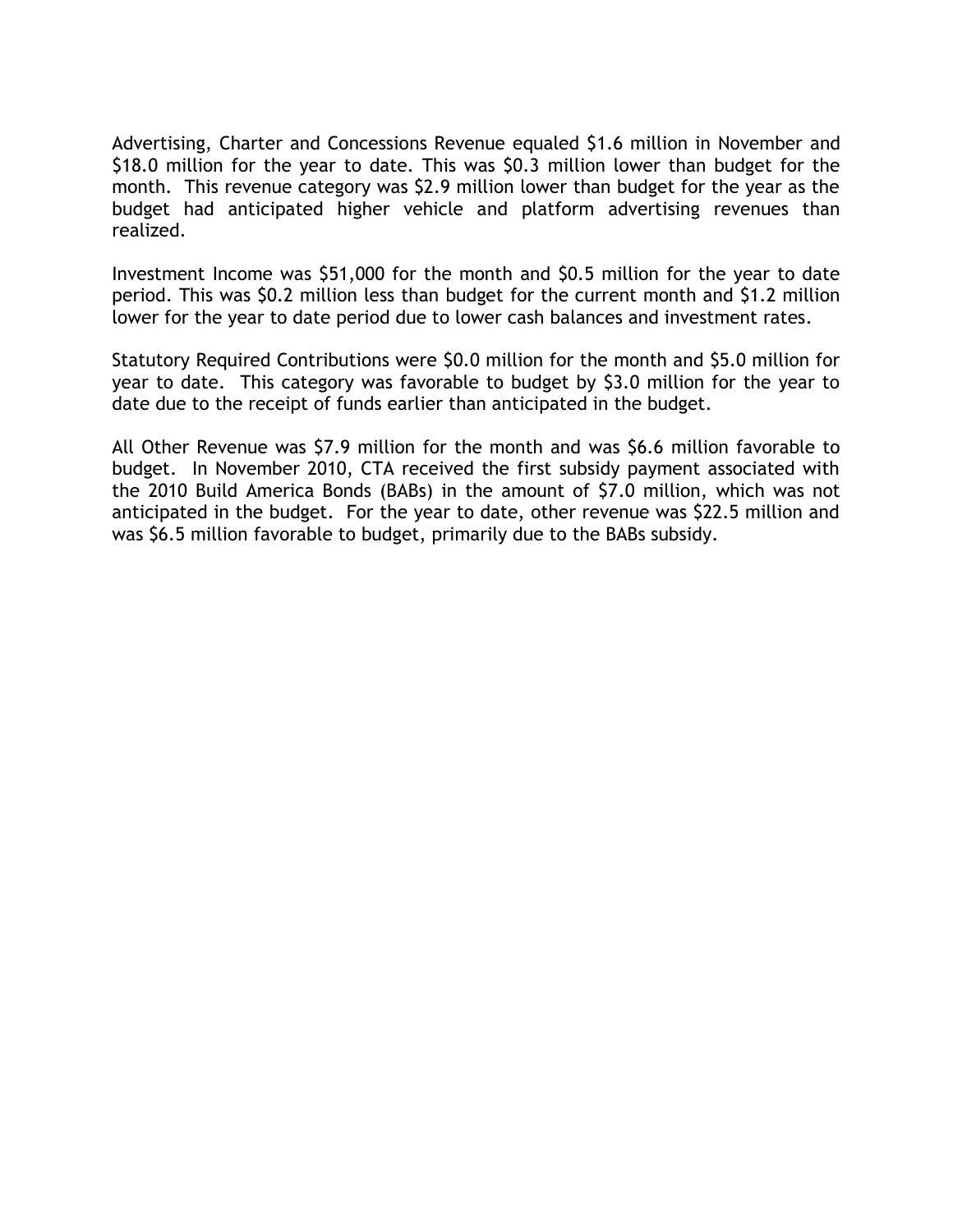Advertising, Charter and Concessions Revenue equaled $1.6 million in November and $18.0 million for the year to date. This was $0.3 million lower than budget for the month. This revenue category was $2.9 million lower than budget for the year as the budget had anticipated higher vehicle and platform advertising revenues than realized.

Investment Income was $51,000 for the month and $0.5 million for the year to date period. This was $0.2 million less than budget for the current month and $1.2 million lower for the year to date period due to lower cash balances and investment rates.

Statutory Required Contributions were $0.0 million for the month and $5.0 million for year to date. This category was favorable to budget by $3.0 million for the year to date due to the receipt of funds earlier than anticipated in the budget.

All Other Revenue was $7.9 million for the month and was $6.6 million favorable to budget. In November 2010, CTA received the first subsidy payment associated with the 2010 Build America Bonds (BABs) in the amount of $7.0 million, which was not anticipated in the budget. For the year to date, other revenue was $22.5 million and was $6.5 million favorable to budget, primarily due to the BABs subsidy.